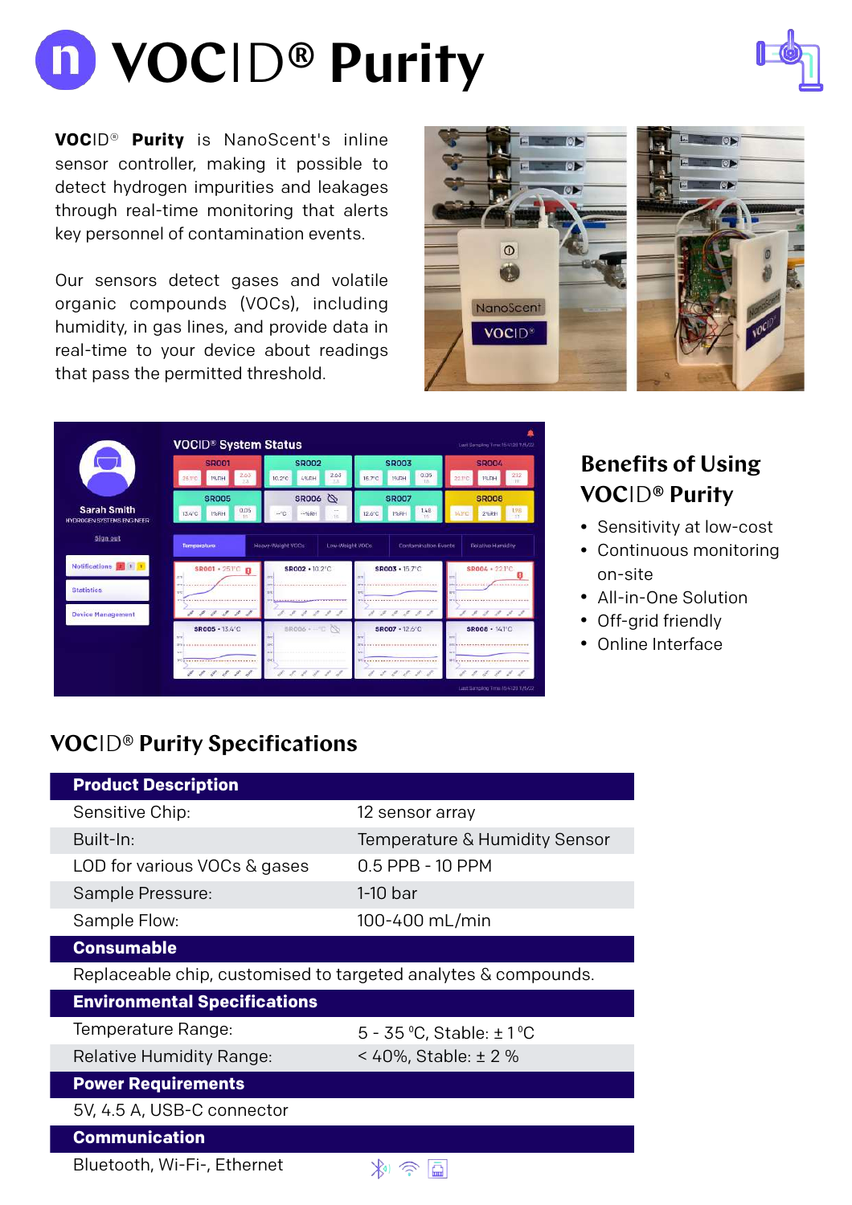# VOCID® Purity

**VOCID® Purity** is NanoScent's inline sensor controller, making it possible to detect hydrogen impurities and leakages through real-time monitoring that alerts key personnel of contamination events.

Our sensors detect gases and volatile organic compounds (VOCs), including humidity, in gas lines, and provide data in real-time to your device about readings that pass the permitted threshold.

## Benefits of Using VOCID® Purity

- Sensitivity at low-cost
- Continuous monitoring on-site
- All-in-One Solution
- Off-grid friendly
- Online Interface

## VOCID® Purity Specifications

| **Product Description** | |
|---|---|
| Sensitive Chip: | 12 sensor array |
| Built-In: | Temperature & Humidity Sensor |
| LOD for various VOCs & gases | 0.5 PPB - 10 PPM |
| Sample Pressure: | 1-10 bar |
| Sample Flow: | 100-400 mL/min |
| **Consumable** | |
| Replaceable chip, customised to targeted analytes & compounds. | |
| **Environmental Specifications** | |
| Temperature Range: | 5 - 35 °C, Stable: ± 1 °C |
| Relative Humidity Range: | < 40%, Stable: ± 2 % |
| **Power Requirements** | |
| 5V, 4.5 A, USB-C connector | |
| **Communication** | |
| Bluetooth, Wi-Fi-, Ethernet | |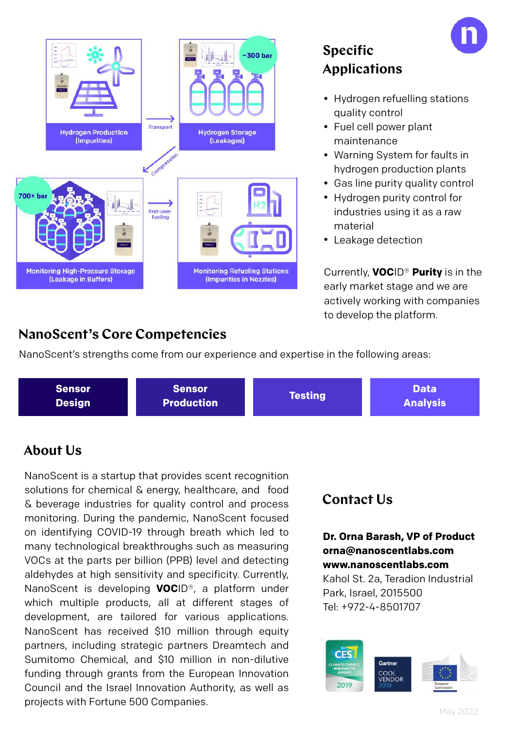Hydrogen Production
(Impurities)

Transport

~300 bar

Hydrogen Storage
(Leakages)

Compression

700+ bar

Monitoring High-Pressure Storage
(Leakage in Buffers)

End-user fueling

H2

Monitoring Refueling Stations
(Impurities in Nozzles)

## Specific Applications

- Hydrogen refuelling stations quality control
- Fuel cell power plant maintenance
- Warning System for faults in hydrogen production plants
- Gas line purity quality control
- Hydrogen purity control for industries using it as a raw material
- Leakage detection

Currently, **VOC**ID® **Purity** is in the early market stage and we are actively working with companies to develop the platform.

## NanoScent's Core Competencies

NanoScent's strengths come from our experience and expertise in the following areas:

**Sensor Design** | **Sensor Production** | **Testing** | **Data Analysis**

## About Us

NanoScent is a startup that provides scent recognition solutions for chemical & energy, healthcare, and food & beverage industries for quality control and process monitoring. During the pandemic, NanoScent focused on identifying COVID-19 through breath which led to many technological breakthroughs such as measuring VOCs at the parts per billion (PPB) level and detecting aldehydes at high sensitivity and specificity. Currently, NanoScent is developing **VOC**ID®, a platform under which multiple products, all at different stages of development, are tailored for various applications. NanoScent has received $10 million through equity partners, including strategic partners Dreamtech and Sumitomo Chemical, and $10 million in non-dilutive funding through grants from the European Innovation Council and the Israel Innovation Authority, as well as projects with Fortune 500 Companies.

## Contact Us

**Dr. Orna Barash, VP of Product**
**orna@nanoscentlabs.com**
**www.nanoscentlabs.com**
Kahol St. 2a, Teradion Industrial Park, Israel, 2015500
Tel: +972-4-8501707

CES Climate Change Innovator Award 2019

Gartner Cool Vendor 2019

European Commission

May 2022